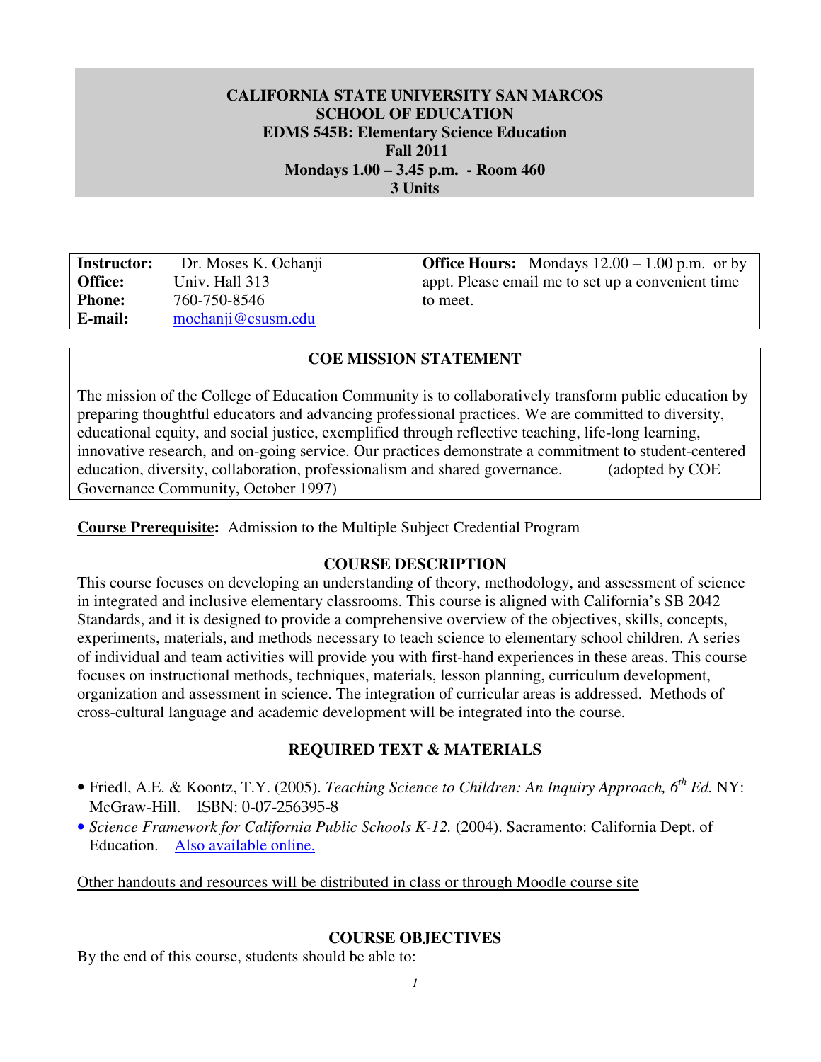# CALIFORNIA STATE UNIVERSITY SAN MARCOS
## SCHOOL OF EDUCATION
## EDMS 545B: Elementary Science Education
## Fall 2011
## Mondays 1.00 – 3.45 p.m. - Room 460
## 3 Units

| | | |
|---|---|---|
| **Instructor:** | Dr. Moses K. Ochanji | **Office Hours:** Mondays 12.00 – 1.00 p.m. or by appt. Please email me to set up a convenient time to meet. |
| **Office:** | Univ. Hall 313 | |
| **Phone:** | 760-750-8546 | |
| **E-mail:** | mochanji@csusm.edu | |

### COE MISSION STATEMENT

The mission of the College of Education Community is to collaboratively transform public education by preparing thoughtful educators and advancing professional practices. We are committed to diversity, educational equity, and social justice, exemplified through reflective teaching, life-long learning, innovative research, and on-going service. Our practices demonstrate a commitment to student-centered education, diversity, collaboration, professionalism and shared governance. (adopted by COE Governance Community, October 1997)

**Course Prerequisite:** Admission to the Multiple Subject Credential Program

### COURSE DESCRIPTION

This course focuses on developing an understanding of theory, methodology, and assessment of science in integrated and inclusive elementary classrooms. This course is aligned with California's SB 2042 Standards, and it is designed to provide a comprehensive overview of the objectives, skills, concepts, experiments, materials, and methods necessary to teach science to elementary school children. A series of individual and team activities will provide you with first-hand experiences in these areas. This course focuses on instructional methods, techniques, materials, lesson planning, curriculum development, organization and assessment in science. The integration of curricular areas is addressed. Methods of cross-cultural language and academic development will be integrated into the course.

### REQUIRED TEXT & MATERIALS

- Friedl, A.E. & Koontz, T.Y. (2005). *Teaching Science to Children: An Inquiry Approach, 6th Ed.* NY: McGraw-Hill. ISBN: 0-07-256395-8
- *Science Framework for California Public Schools K-12.* (2004). Sacramento: California Dept. of Education. Also available online.

Other handouts and resources will be distributed in class or through Moodle course site

### COURSE OBJECTIVES

By the end of this course, students should be able to: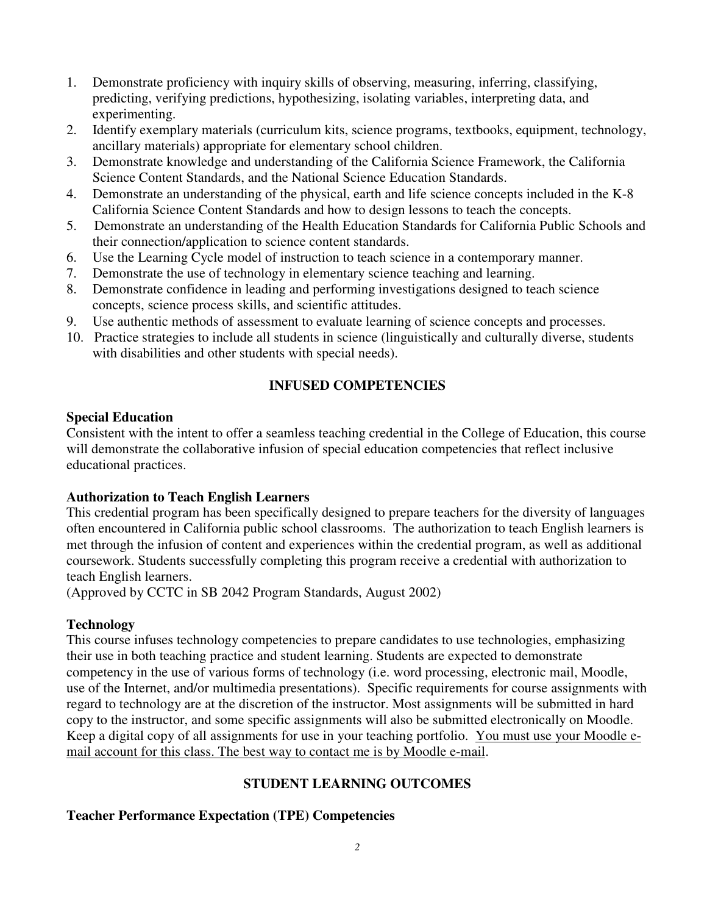1. Demonstrate proficiency with inquiry skills of observing, measuring, inferring, classifying, predicting, verifying predictions, hypothesizing, isolating variables, interpreting data, and experimenting.
2. Identify exemplary materials (curriculum kits, science programs, textbooks, equipment, technology, ancillary materials) appropriate for elementary school children.
3. Demonstrate knowledge and understanding of the California Science Framework, the California Science Content Standards, and the National Science Education Standards.
4. Demonstrate an understanding of the physical, earth and life science concepts included in the K-8 California Science Content Standards and how to design lessons to teach the concepts.
5. Demonstrate an understanding of the Health Education Standards for California Public Schools and their connection/application to science content standards.
6. Use the Learning Cycle model of instruction to teach science in a contemporary manner.
7. Demonstrate the use of technology in elementary science teaching and learning.
8. Demonstrate confidence in leading and performing investigations designed to teach science concepts, science process skills, and scientific attitudes.
9. Use authentic methods of assessment to evaluate learning of science concepts and processes.
10. Practice strategies to include all students in science (linguistically and culturally diverse, students with disabilities and other students with special needs).

## INFUSED COMPETENCIES

### Special Education

Consistent with the intent to offer a seamless teaching credential in the College of Education, this course will demonstrate the collaborative infusion of special education competencies that reflect inclusive educational practices.

### Authorization to Teach English Learners

This credential program has been specifically designed to prepare teachers for the diversity of languages often encountered in California public school classrooms. The authorization to teach English learners is met through the infusion of content and experiences within the credential program, as well as additional coursework. Students successfully completing this program receive a credential with authorization to teach English learners.
(Approved by CCTC in SB 2042 Program Standards, August 2002)

### Technology

This course infuses technology competencies to prepare candidates to use technologies, emphasizing their use in both teaching practice and student learning. Students are expected to demonstrate competency in the use of various forms of technology (i.e. word processing, electronic mail, Moodle, use of the Internet, and/or multimedia presentations). Specific requirements for course assignments with regard to technology are at the discretion of the instructor. Most assignments will be submitted in hard copy to the instructor, and some specific assignments will also be submitted electronically on Moodle. Keep a digital copy of all assignments for use in your teaching portfolio. <u>You must use your Moodle e-mail account for this class. The best way to contact me is by Moodle e-mail</u>.

## STUDENT LEARNING OUTCOMES

### Teacher Performance Expectation (TPE) Competencies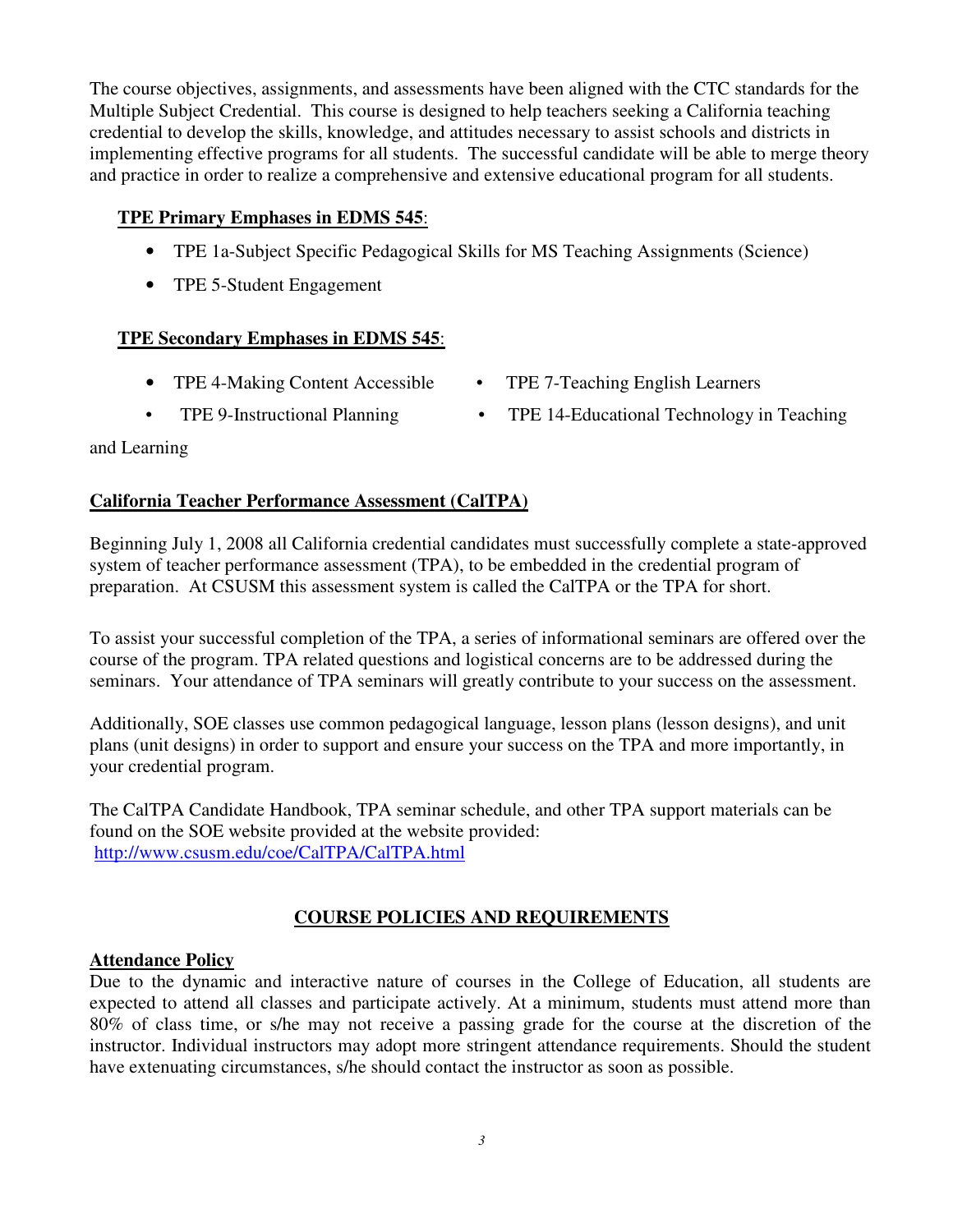The course objectives, assignments, and assessments have been aligned with the CTC standards for the Multiple Subject Credential. This course is designed to help teachers seeking a California teaching credential to develop the skills, knowledge, and attitudes necessary to assist schools and districts in implementing effective programs for all students. The successful candidate will be able to merge theory and practice in order to realize a comprehensive and extensive educational program for all students.

**TPE Primary Emphases in EDMS 545**:

- TPE 1a-Subject Specific Pedagogical Skills for MS Teaching Assignments (Science)
- TPE 5-Student Engagement

**TPE Secondary Emphases in EDMS 545**:

- TPE 4-Making Content Accessible
- TPE 7-Teaching English Learners
- TPE 9-Instructional Planning
- TPE 14-Educational Technology in Teaching and Learning

## California Teacher Performance Assessment (CalTPA)

Beginning July 1, 2008 all California credential candidates must successfully complete a state-approved system of teacher performance assessment (TPA), to be embedded in the credential program of preparation. At CSUSM this assessment system is called the CalTPA or the TPA for short.

To assist your successful completion of the TPA, a series of informational seminars are offered over the course of the program. TPA related questions and logistical concerns are to be addressed during the seminars. Your attendance of TPA seminars will greatly contribute to your success on the assessment.

Additionally, SOE classes use common pedagogical language, lesson plans (lesson designs), and unit plans (unit designs) in order to support and ensure your success on the TPA and more importantly, in your credential program.

The CalTPA Candidate Handbook, TPA seminar schedule, and other TPA support materials can be found on the SOE website provided at the website provided:
http://www.csusm.edu/coe/CalTPA/CalTPA.html

## COURSE POLICIES AND REQUIREMENTS

### Attendance Policy

Due to the dynamic and interactive nature of courses in the College of Education, all students are expected to attend all classes and participate actively. At a minimum, students must attend more than 80% of class time, or s/he may not receive a passing grade for the course at the discretion of the instructor. Individual instructors may adopt more stringent attendance requirements. Should the student have extenuating circumstances, s/he should contact the instructor as soon as possible.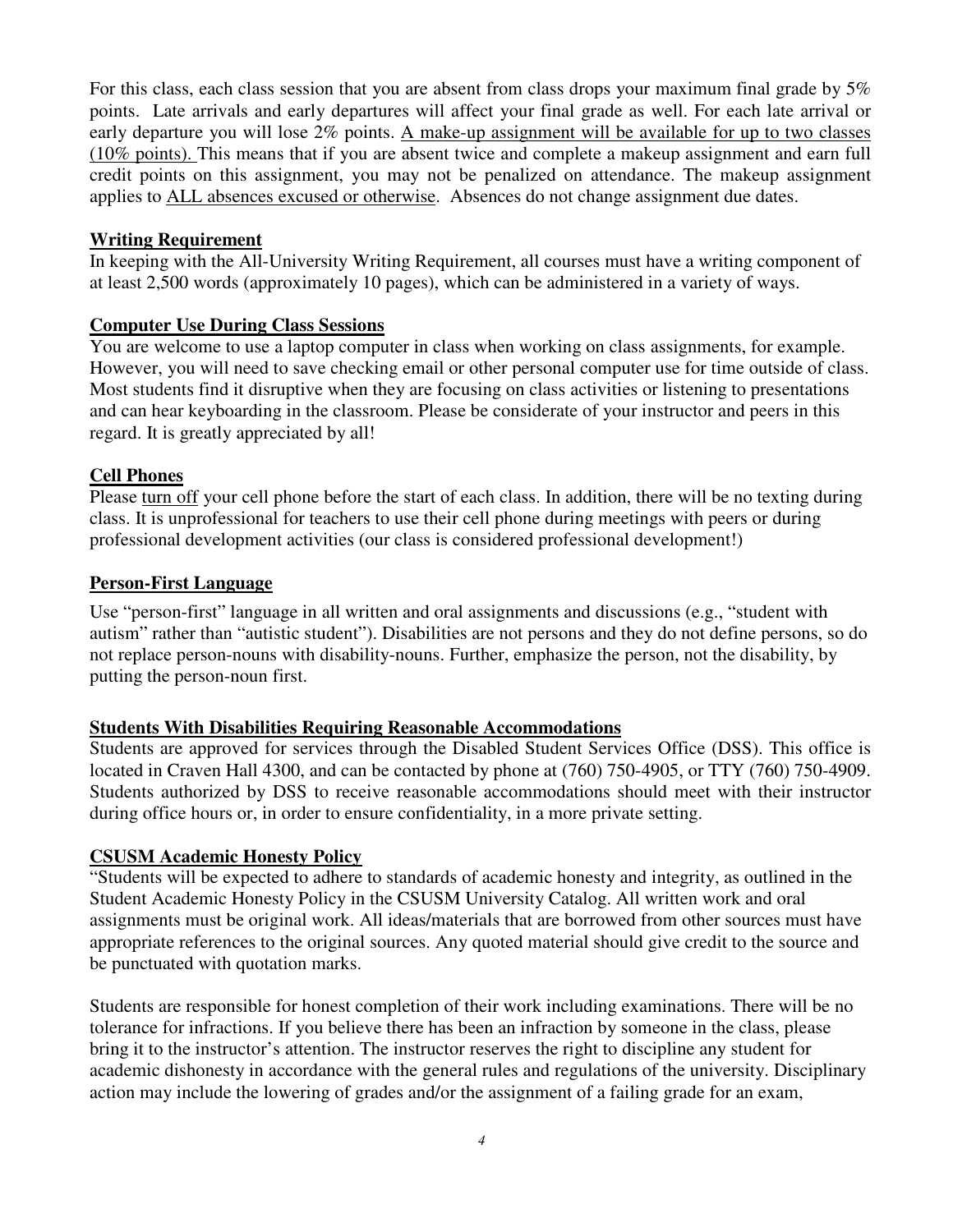For this class, each class session that you are absent from class drops your maximum final grade by 5% points. Late arrivals and early departures will affect your final grade as well. For each late arrival or early departure you will lose 2% points. A make-up assignment will be available for up to two classes (10% points). This means that if you are absent twice and complete a makeup assignment and earn full credit points on this assignment, you may not be penalized on attendance. The makeup assignment applies to ALL absences excused or otherwise. Absences do not change assignment due dates.

**Writing Requirement**

In keeping with the All-University Writing Requirement, all courses must have a writing component of at least 2,500 words (approximately 10 pages), which can be administered in a variety of ways.

**Computer Use During Class Sessions**

You are welcome to use a laptop computer in class when working on class assignments, for example. However, you will need to save checking email or other personal computer use for time outside of class. Most students find it disruptive when they are focusing on class activities or listening to presentations and can hear keyboarding in the classroom. Please be considerate of your instructor and peers in this regard. It is greatly appreciated by all!

**Cell Phones**

Please turn off your cell phone before the start of each class. In addition, there will be no texting during class. It is unprofessional for teachers to use their cell phone during meetings with peers or during professional development activities (our class is considered professional development!)

**Person-First Language**

Use "person-first" language in all written and oral assignments and discussions (e.g., "student with autism" rather than "autistic student"). Disabilities are not persons and they do not define persons, so do not replace person-nouns with disability-nouns. Further, emphasize the person, not the disability, by putting the person-noun first.

**Students With Disabilities Requiring Reasonable Accommodations**

Students are approved for services through the Disabled Student Services Office (DSS). This office is located in Craven Hall 4300, and can be contacted by phone at (760) 750-4905, or TTY (760) 750-4909. Students authorized by DSS to receive reasonable accommodations should meet with their instructor during office hours or, in order to ensure confidentiality, in a more private setting.

**CSUSM Academic Honesty Policy**

"Students will be expected to adhere to standards of academic honesty and integrity, as outlined in the Student Academic Honesty Policy in the CSUSM University Catalog. All written work and oral assignments must be original work. All ideas/materials that are borrowed from other sources must have appropriate references to the original sources. Any quoted material should give credit to the source and be punctuated with quotation marks.

Students are responsible for honest completion of their work including examinations. There will be no tolerance for infractions. If you believe there has been an infraction by someone in the class, please bring it to the instructor's attention. The instructor reserves the right to discipline any student for academic dishonesty in accordance with the general rules and regulations of the university. Disciplinary action may include the lowering of grades and/or the assignment of a failing grade for an exam,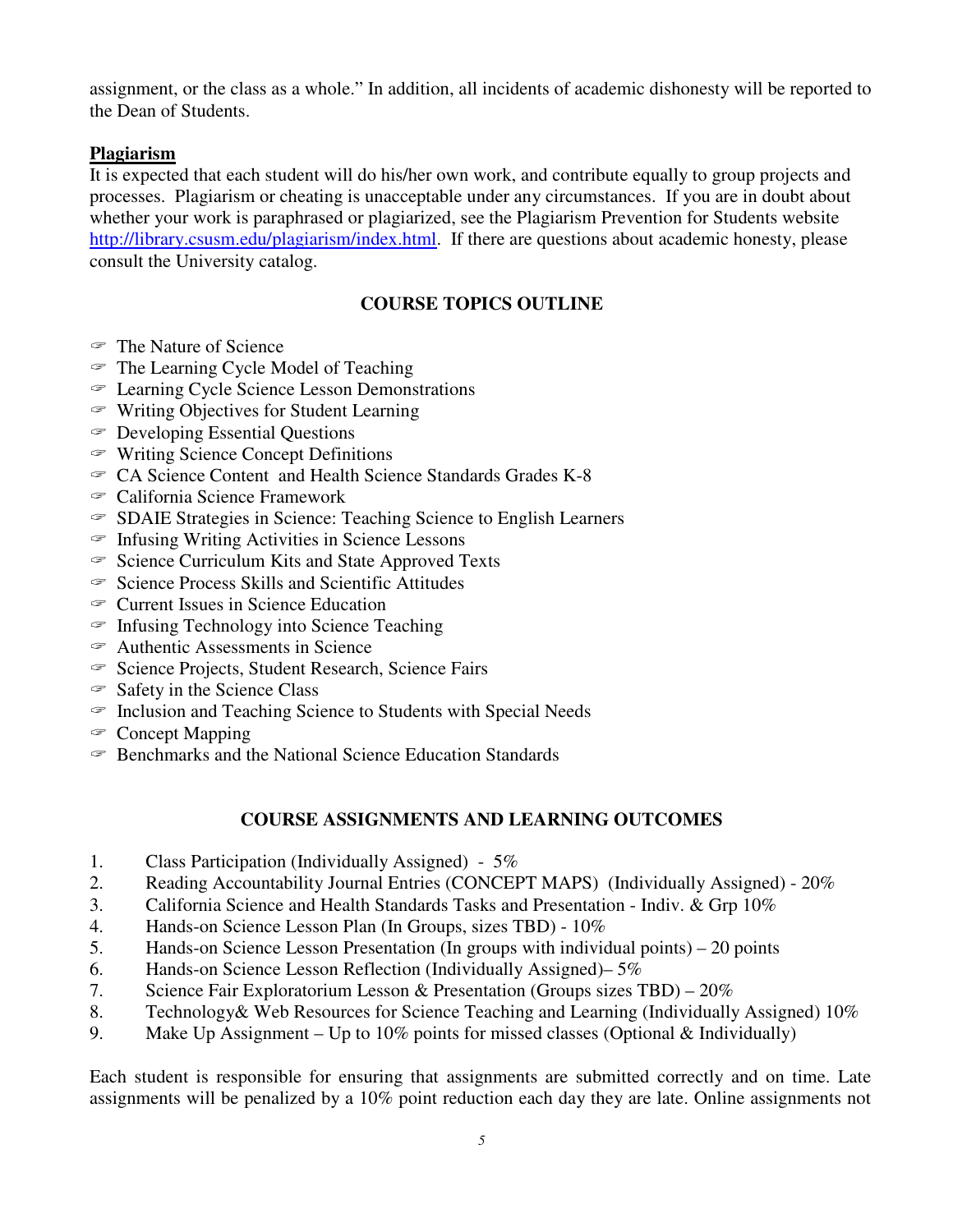assignment, or the class as a whole." In addition, all incidents of academic dishonesty will be reported to the Dean of Students.

**Plagiarism**

It is expected that each student will do his/her own work, and contribute equally to group projects and processes. Plagiarism or cheating is unacceptable under any circumstances. If you are in doubt about whether your work is paraphrased or plagiarized, see the Plagiarism Prevention for Students website http://library.csusm.edu/plagiarism/index.html. If there are questions about academic honesty, please consult the University catalog.

## COURSE TOPICS OUTLINE

- The Nature of Science
- The Learning Cycle Model of Teaching
- Learning Cycle Science Lesson Demonstrations
- Writing Objectives for Student Learning
- Developing Essential Questions
- Writing Science Concept Definitions
- CA Science Content and Health Science Standards Grades K-8
- California Science Framework
- SDAIE Strategies in Science: Teaching Science to English Learners
- Infusing Writing Activities in Science Lessons
- Science Curriculum Kits and State Approved Texts
- Science Process Skills and Scientific Attitudes
- Current Issues in Science Education
- Infusing Technology into Science Teaching
- Authentic Assessments in Science
- Science Projects, Student Research, Science Fairs
- Safety in the Science Class
- Inclusion and Teaching Science to Students with Special Needs
- Concept Mapping
- Benchmarks and the National Science Education Standards

## COURSE ASSIGNMENTS AND LEARNING OUTCOMES

1. Class Participation (Individually Assigned) - 5%
2. Reading Accountability Journal Entries (CONCEPT MAPS) (Individually Assigned) - 20%
3. California Science and Health Standards Tasks and Presentation - Indiv. & Grp 10%
4. Hands-on Science Lesson Plan (In Groups, sizes TBD) - 10%
5. Hands-on Science Lesson Presentation (In groups with individual points) – 20 points
6. Hands-on Science Lesson Reflection (Individually Assigned)– 5%
7. Science Fair Exploratorium Lesson & Presentation (Groups sizes TBD) – 20%
8. Technology& Web Resources for Science Teaching and Learning (Individually Assigned) 10%
9. Make Up Assignment – Up to 10% points for missed classes (Optional & Individually)

Each student is responsible for ensuring that assignments are submitted correctly and on time. Late assignments will be penalized by a 10% point reduction each day they are late. Online assignments not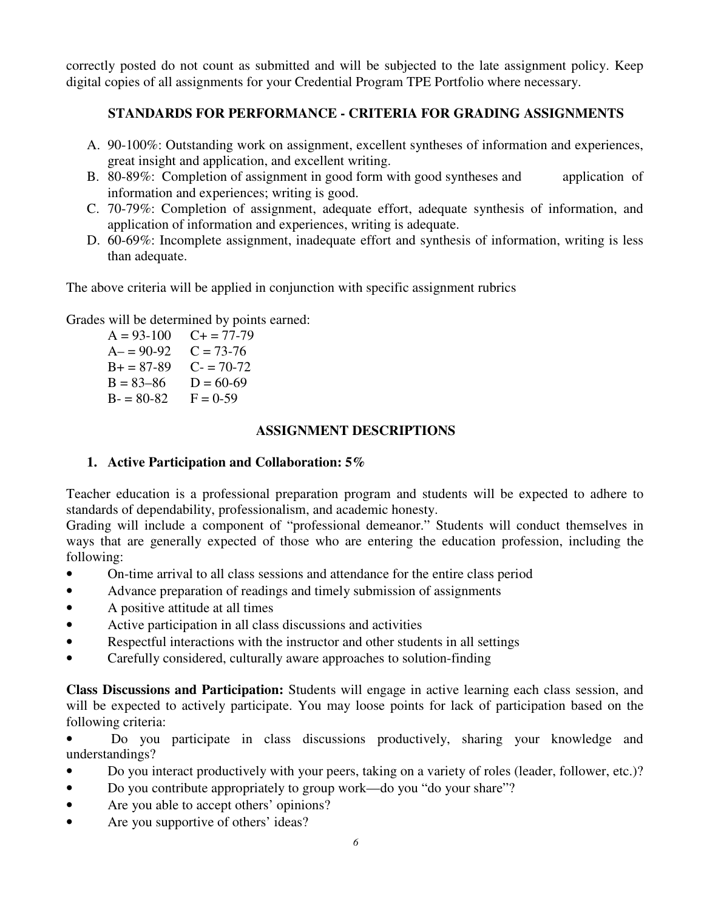correctly posted do not count as submitted and will be subjected to the late assignment policy. Keep digital copies of all assignments for your Credential Program TPE Portfolio where necessary.

## STANDARDS FOR PERFORMANCE - CRITERIA FOR GRADING ASSIGNMENTS

A. 90-100%: Outstanding work on assignment, excellent syntheses of information and experiences, great insight and application, and excellent writing.
B. 80-89%: Completion of assignment in good form with good syntheses and application of information and experiences; writing is good.
C. 70-79%: Completion of assignment, adequate effort, adequate synthesis of information, and application of information and experiences, writing is adequate.
D. 60-69%: Incomplete assignment, inadequate effort and synthesis of information, writing is less than adequate.

The above criteria will be applied in conjunction with specific assignment rubrics

Grades will be determined by points earned:

| | |
|---|---|
| A = 93-100 | C+ = 77-79 |
| A– = 90-92 | C = 73-76 |
| B+ = 87-89 | C- = 70-72 |
| B = 83–86 | D = 60-69 |
| B- = 80-82 | F = 0-59 |

## ASSIGNMENT DESCRIPTIONS

### 1. Active Participation and Collaboration: 5%

Teacher education is a professional preparation program and students will be expected to adhere to standards of dependability, professionalism, and academic honesty.
Grading will include a component of "professional demeanor." Students will conduct themselves in ways that are generally expected of those who are entering the education profession, including the following:

- On-time arrival to all class sessions and attendance for the entire class period
- Advance preparation of readings and timely submission of assignments
- A positive attitude at all times
- Active participation in all class discussions and activities
- Respectful interactions with the instructor and other students in all settings
- Carefully considered, culturally aware approaches to solution-finding

**Class Discussions and Participation:** Students will engage in active learning each class session, and will be expected to actively participate. You may loose points for lack of participation based on the following criteria:

- Do you participate in class discussions productively, sharing your knowledge and understandings?
- Do you interact productively with your peers, taking on a variety of roles (leader, follower, etc.)?
- Do you contribute appropriately to group work—do you "do your share"?
- Are you able to accept others' opinions?
- Are you supportive of others' ideas?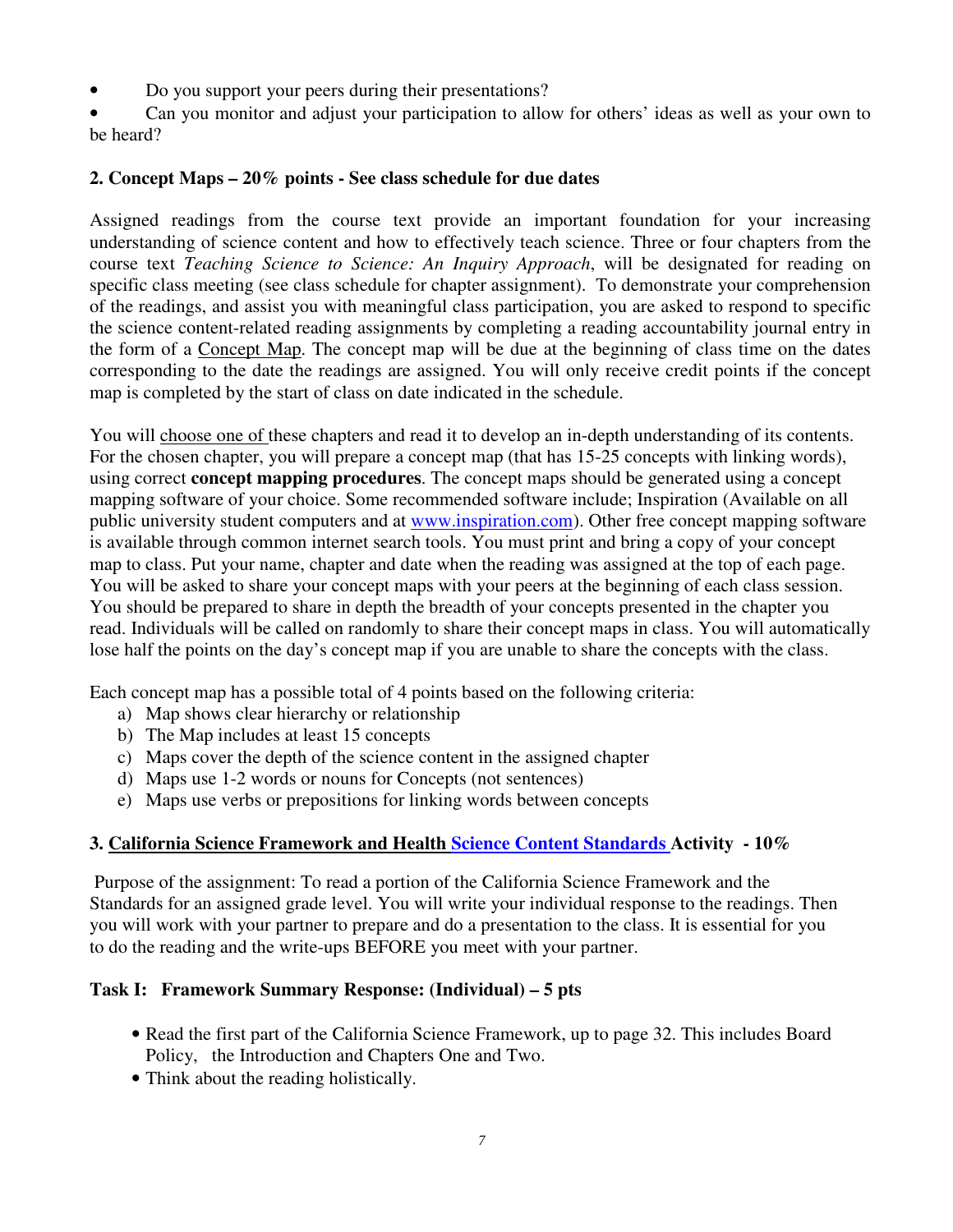- Do you support your peers during their presentations?
- Can you monitor and adjust your participation to allow for others' ideas as well as your own to be heard?

**2. Concept Maps – 20% points - See class schedule for due dates**

Assigned readings from the course text provide an important foundation for your increasing understanding of science content and how to effectively teach science. Three or four chapters from the course text *Teaching Science to Science: An Inquiry Approach*, will be designated for reading on specific class meeting (see class schedule for chapter assignment). To demonstrate your comprehension of the readings, and assist you with meaningful class participation, you are asked to respond to specific the science content-related reading assignments by completing a reading accountability journal entry in the form of a <u>Concept Map</u>. The concept map will be due at the beginning of class time on the dates corresponding to the date the readings are assigned. You will only receive credit points if the concept map is completed by the start of class on date indicated in the schedule.

You will <u>choose one of</u> these chapters and read it to develop an in-depth understanding of its contents. For the chosen chapter, you will prepare a concept map (that has 15-25 concepts with linking words), using correct **concept mapping procedures**. The concept maps should be generated using a concept mapping software of your choice. Some recommended software include; Inspiration (Available on all public university student computers and at [www.inspiration.com](http://www.inspiration.com)). Other free concept mapping software is available through common internet search tools. You must print and bring a copy of your concept map to class. Put your name, chapter and date when the reading was assigned at the top of each page. You will be asked to share your concept maps with your peers at the beginning of each class session. You should be prepared to share in depth the breadth of your concepts presented in the chapter you read. Individuals will be called on randomly to share their concept maps in class. You will automatically lose half the points on the day's concept map if you are unable to share the concepts with the class.

Each concept map has a possible total of 4 points based on the following criteria:

a) Map shows clear hierarchy or relationship
b) The Map includes at least 15 concepts
c) Maps cover the depth of the science content in the assigned chapter
d) Maps use 1-2 words or nouns for Concepts (not sentences)
e) Maps use verbs or prepositions for linking words between concepts

**3. <u>California Science Framework and Health</u> <u>Science Content Standards</u> Activity - 10%**

Purpose of the assignment: To read a portion of the California Science Framework and the Standards for an assigned grade level. You will write your individual response to the readings. Then you will work with your partner to prepare and do a presentation to the class. It is essential for you to do the reading and the write-ups BEFORE you meet with your partner.

**Task I: Framework Summary Response: (Individual) – 5 pts**

- Read the first part of the California Science Framework, up to page 32. This includes Board Policy, the Introduction and Chapters One and Two.
- Think about the reading holistically.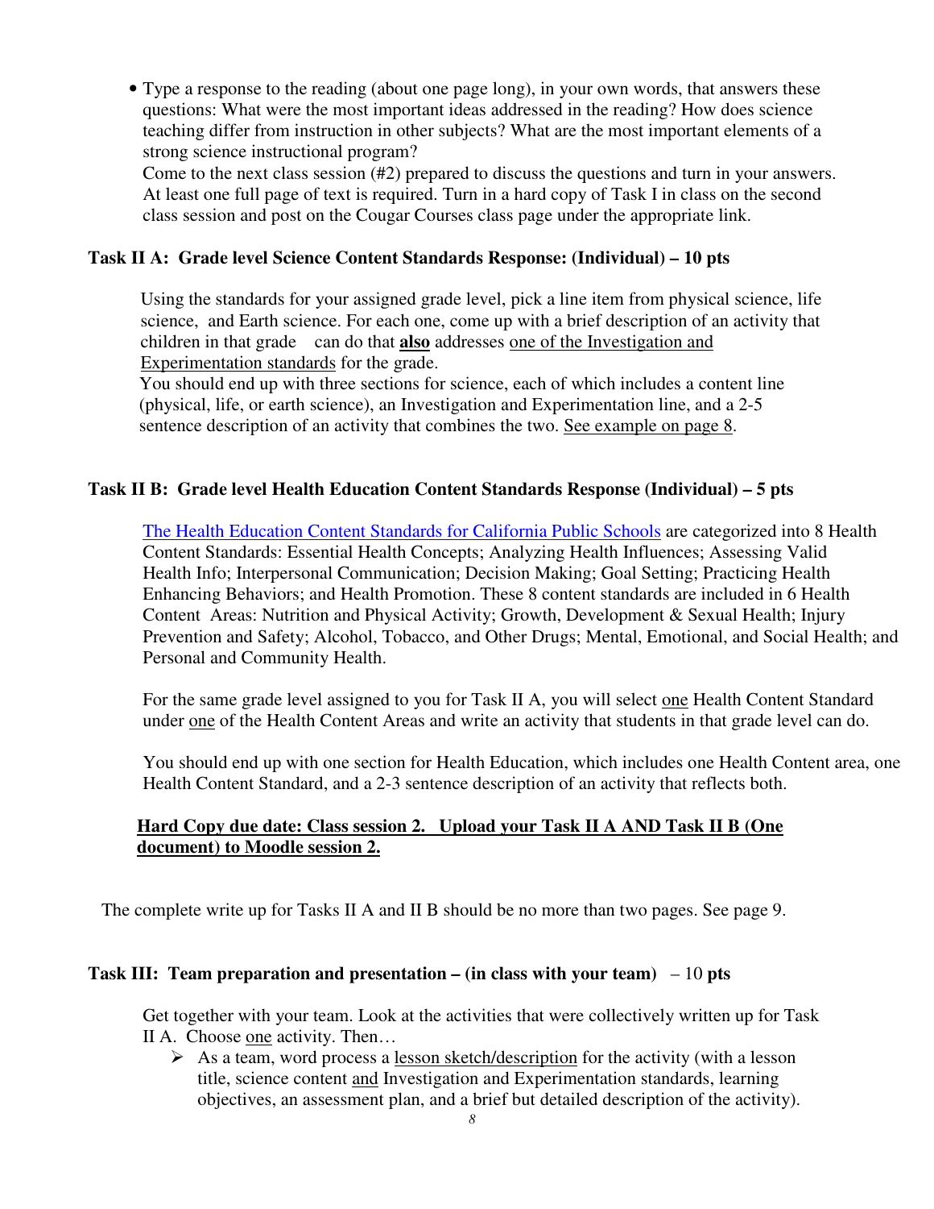- Type a response to the reading (about one page long), in your own words, that answers these questions: What were the most important ideas addressed in the reading? How does science teaching differ from instruction in other subjects? What are the most important elements of a strong science instructional program?

  Come to the next class session (#2) prepared to discuss the questions and turn in your answers. At least one full page of text is required. Turn in a hard copy of Task I in class on the second class session and post on the Cougar Courses class page under the appropriate link.

### Task II A: Grade level Science Content Standards Response: (Individual) – 10 pts

Using the standards for your assigned grade level, pick a line item from physical science, life science, and Earth science. For each one, come up with a brief description of an activity that children in that grade can do that **also** addresses one of the Investigation and Experimentation standards for the grade.

You should end up with three sections for science, each of which includes a content line (physical, life, or earth science), an Investigation and Experimentation line, and a 2-5 sentence description of an activity that combines the two. See example on page 8.

### Task II B: Grade level Health Education Content Standards Response (Individual) – 5 pts

The Health Education Content Standards for California Public Schools are categorized into 8 Health Content Standards: Essential Health Concepts; Analyzing Health Influences; Assessing Valid Health Info; Interpersonal Communication; Decision Making; Goal Setting; Practicing Health Enhancing Behaviors; and Health Promotion. These 8 content standards are included in 6 Health Content Areas: Nutrition and Physical Activity; Growth, Development & Sexual Health; Injury Prevention and Safety; Alcohol, Tobacco, and Other Drugs; Mental, Emotional, and Social Health; and Personal and Community Health.

For the same grade level assigned to you for Task II A, you will select one Health Content Standard under one of the Health Content Areas and write an activity that students in that grade level can do.

You should end up with one section for Health Education, which includes one Health Content area, one Health Content Standard, and a 2-3 sentence description of an activity that reflects both.

**Hard Copy due date: Class session 2. Upload your Task II A AND Task II B (One document) to Moodle session 2.**

The complete write up for Tasks II A and II B should be no more than two pages. See page 9.

### Task III: Team preparation and presentation – (in class with your team) – 10 pts

Get together with your team. Look at the activities that were collectively written up for Task II A. Choose one activity. Then…

- As a team, word process a lesson sketch/description for the activity (with a lesson title, science content and Investigation and Experimentation standards, learning objectives, an assessment plan, and a brief but detailed description of the activity).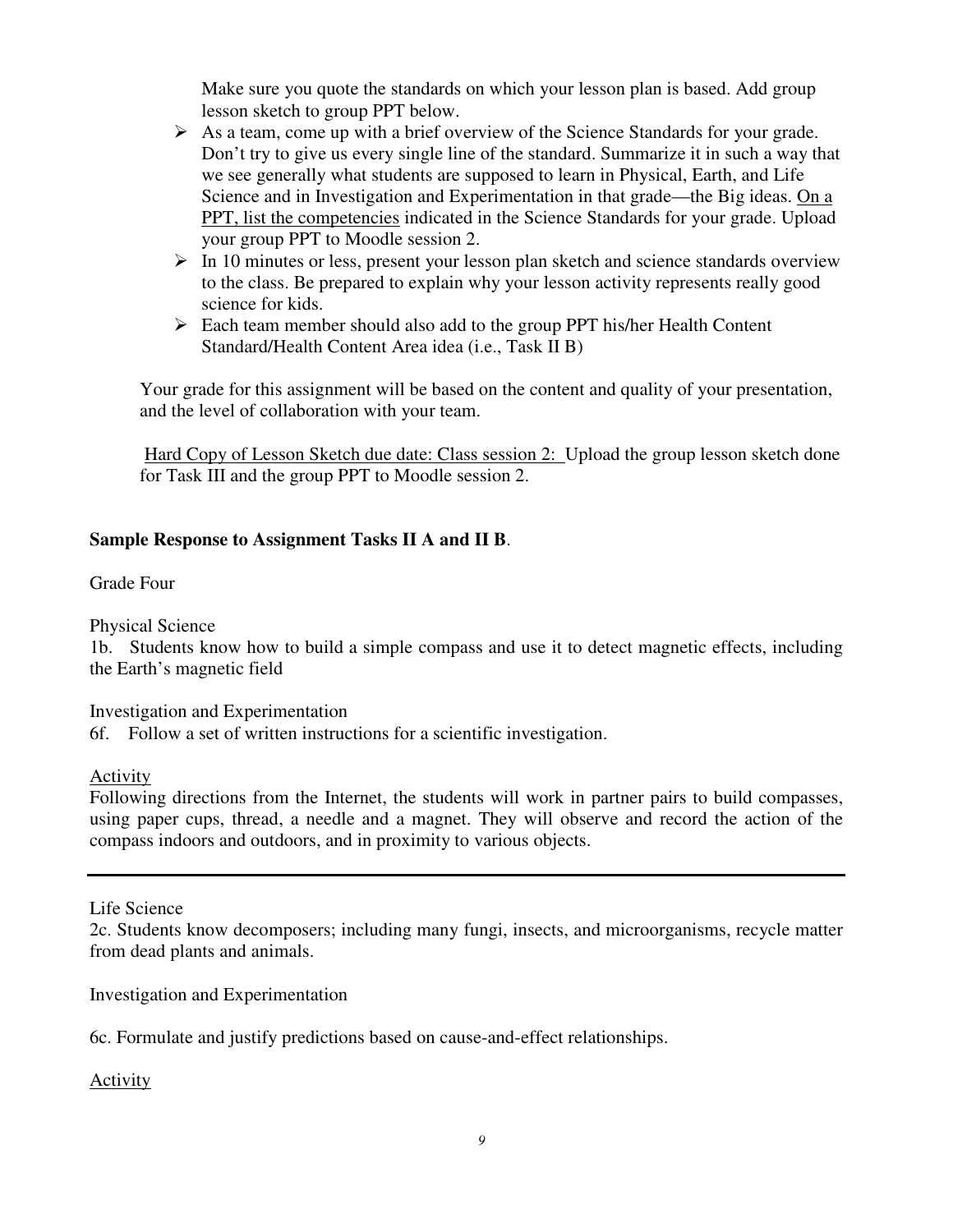Make sure you quote the standards on which your lesson plan is based. Add group lesson sketch to group PPT below.

- As a team, come up with a brief overview of the Science Standards for your grade. Don't try to give us every single line of the standard. Summarize it in such a way that we see generally what students are supposed to learn in Physical, Earth, and Life Science and in Investigation and Experimentation in that grade—the Big ideas. On a PPT, list the competencies indicated in the Science Standards for your grade. Upload your group PPT to Moodle session 2.
- In 10 minutes or less, present your lesson plan sketch and science standards overview to the class. Be prepared to explain why your lesson activity represents really good science for kids.
- Each team member should also add to the group PPT his/her Health Content Standard/Health Content Area idea (i.e., Task II B)

Your grade for this assignment will be based on the content and quality of your presentation, and the level of collaboration with your team.

Hard Copy of Lesson Sketch due date: Class session 2: Upload the group lesson sketch done for Task III and the group PPT to Moodle session 2.

**Sample Response to Assignment Tasks II A and II B**.

Grade Four

Physical Science

1b. Students know how to build a simple compass and use it to detect magnetic effects, including the Earth's magnetic field

Investigation and Experimentation

6f. Follow a set of written instructions for a scientific investigation.

Activity

Following directions from the Internet, the students will work in partner pairs to build compasses, using paper cups, thread, a needle and a magnet. They will observe and record the action of the compass indoors and outdoors, and in proximity to various objects.

---

Life Science

2c. Students know decomposers; including many fungi, insects, and microorganisms, recycle matter from dead plants and animals.

Investigation and Experimentation

6c. Formulate and justify predictions based on cause-and-effect relationships.

Activity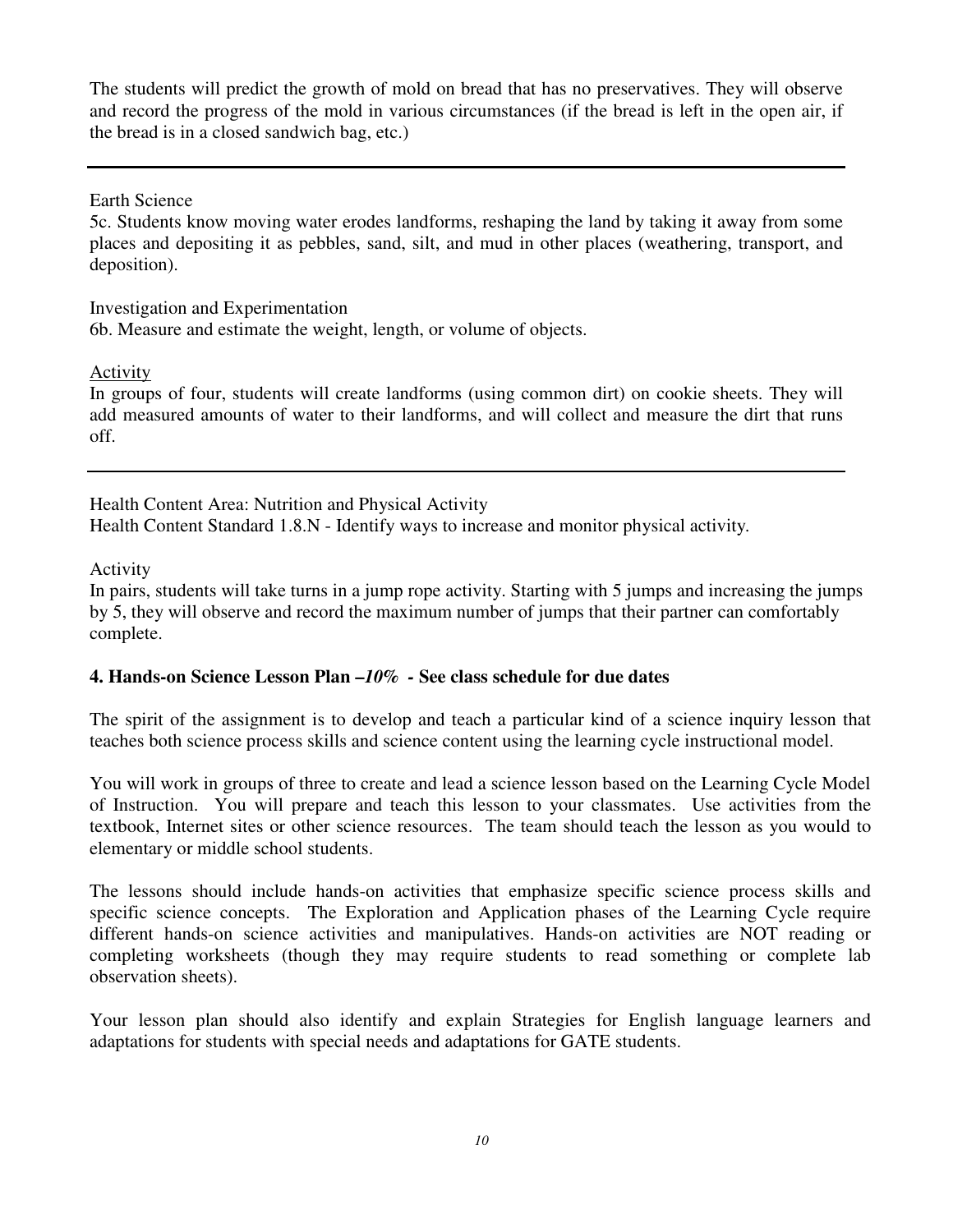The students will predict the growth of mold on bread that has no preservatives. They will observe and record the progress of the mold in various circumstances (if the bread is left in the open air, if the bread is in a closed sandwich bag, etc.)

---

Earth Science
5c. Students know moving water erodes landforms, reshaping the land by taking it away from some places and depositing it as pebbles, sand, silt, and mud in other places (weathering, transport, and deposition).

Investigation and Experimentation
6b. Measure and estimate the weight, length, or volume of objects.

<u>Activity</u>
In groups of four, students will create landforms (using common dirt) on cookie sheets. They will add measured amounts of water to their landforms, and will collect and measure the dirt that runs off.

---

Health Content Area: Nutrition and Physical Activity
Health Content Standard 1.8.N - Identify ways to increase and monitor physical activity.

Activity
In pairs, students will take turns in a jump rope activity. Starting with 5 jumps and increasing the jumps by 5, they will observe and record the maximum number of jumps that their partner can comfortably complete.

**4. Hands-on Science Lesson Plan –*10%* - See class schedule for due dates**

The spirit of the assignment is to develop and teach a particular kind of a science inquiry lesson that teaches both science process skills and science content using the learning cycle instructional model.

You will work in groups of three to create and lead a science lesson based on the Learning Cycle Model of Instruction. You will prepare and teach this lesson to your classmates. Use activities from the textbook, Internet sites or other science resources. The team should teach the lesson as you would to elementary or middle school students.

The lessons should include hands-on activities that emphasize specific science process skills and specific science concepts. The Exploration and Application phases of the Learning Cycle require different hands-on science activities and manipulatives. Hands-on activities are NOT reading or completing worksheets (though they may require students to read something or complete lab observation sheets).

Your lesson plan should also identify and explain Strategies for English language learners and adaptations for students with special needs and adaptations for GATE students.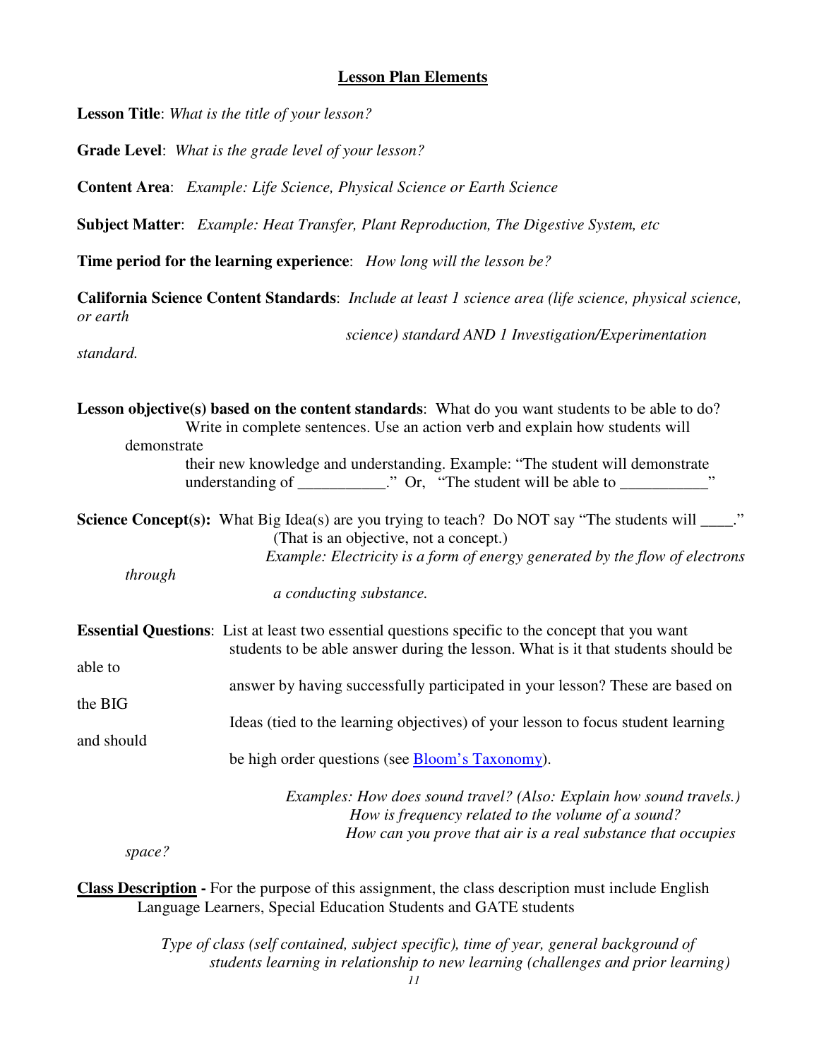## Lesson Plan Elements

**Lesson Title**: *What is the title of your lesson?*

**Grade Level**: *What is the grade level of your lesson?*

**Content Area**: *Example: Life Science, Physical Science or Earth Science*

**Subject Matter**: *Example: Heat Transfer, Plant Reproduction, The Digestive System, etc*

**Time period for the learning experience**: *How long will the lesson be?*

**California Science Content Standards**: *Include at least 1 science area (life science, physical science, or earth science) standard AND 1 Investigation/Experimentation standard.*

**Lesson objective(s) based on the content standards**: What do you want students to be able to do? Write in complete sentences. Use an action verb and explain how students will demonstrate their new knowledge and understanding. Example: "The student will demonstrate understanding of ___________." Or, "The student will be able to ___________"

**Science Concept(s):** What Big Idea(s) are you trying to teach? Do NOT say "The students will ____." (That is an objective, not a concept.)
*Example: Electricity is a form of energy generated by the flow of electrons through a conducting substance.*

**Essential Questions**: List at least two essential questions specific to the concept that you want students to be able answer during the lesson. What is it that students should be able to answer by having successfully participated in your lesson? These are based on the BIG Ideas (tied to the learning objectives) of your lesson to focus student learning and should be high order questions (see [Bloom's Taxonomy]).

*Examples: How does sound travel? (Also: Explain how sound travels.)*
*How is frequency related to the volume of a sound?*
*How can you prove that air is a real substance that occupies space?*

**<u>Class Description</u> -** For the purpose of this assignment, the class description must include English Language Learners, Special Education Students and GATE students

*Type of class (self contained, subject specific), time of year, general background of students learning in relationship to new learning (challenges and prior learning)*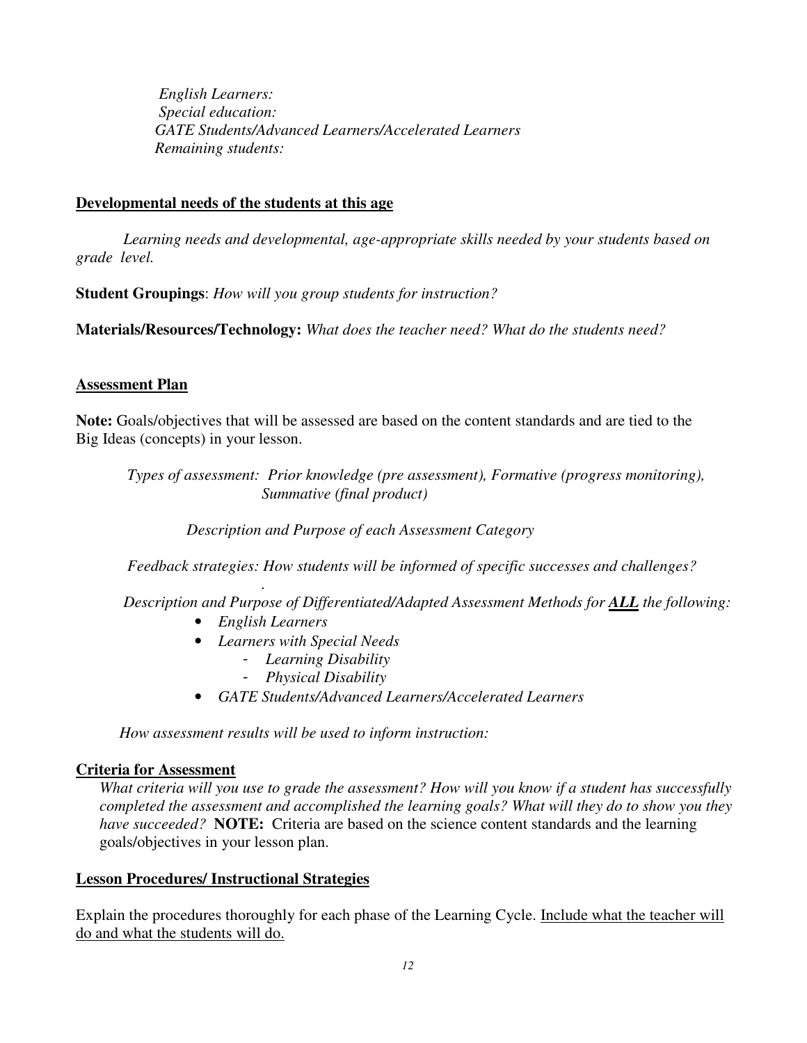*English Learners:*
*Special education:*
*GATE Students/Advanced Learners/Accelerated Learners*
*Remaining students:*

**<u>Developmental needs of the students at this age</u>**

*Learning needs and developmental, age-appropriate skills needed by your students based on grade level.*

**Student Groupings**: *How will you group students for instruction?*

**Materials/Resources/Technology:** *What does the teacher need? What do the students need?*

**<u>Assessment Plan</u>**

**Note:** Goals/objectives that will be assessed are based on the content standards and are tied to the Big Ideas (concepts) in your lesson.

*Types of assessment: Prior knowledge (pre assessment), Formative (progress monitoring), Summative (final product)*

*Description and Purpose of each Assessment Category*

*Feedback strategies: How students will be informed of specific successes and challenges?*

*Description and Purpose of Differentiated/Adapted Assessment Methods for* ***<u>ALL</u>*** *the following:*

- *English Learners*
- *Learners with Special Needs*
    - *Learning Disability*
    - *Physical Disability*
- *GATE Students/Advanced Learners/Accelerated Learners*

*How assessment results will be used to inform instruction:*

**<u>Criteria for Assessment</u>**

*What criteria will you use to grade the assessment? How will you know if a student has successfully completed the assessment and accomplished the learning goals? What will they do to show you they have succeeded?* **NOTE:** Criteria are based on the science content standards and the learning goals/objectives in your lesson plan.

**<u>Lesson Procedures/ Instructional Strategies</u>**

Explain the procedures thoroughly for each phase of the Learning Cycle. <u>Include what the teacher will do and what the students will do.</u>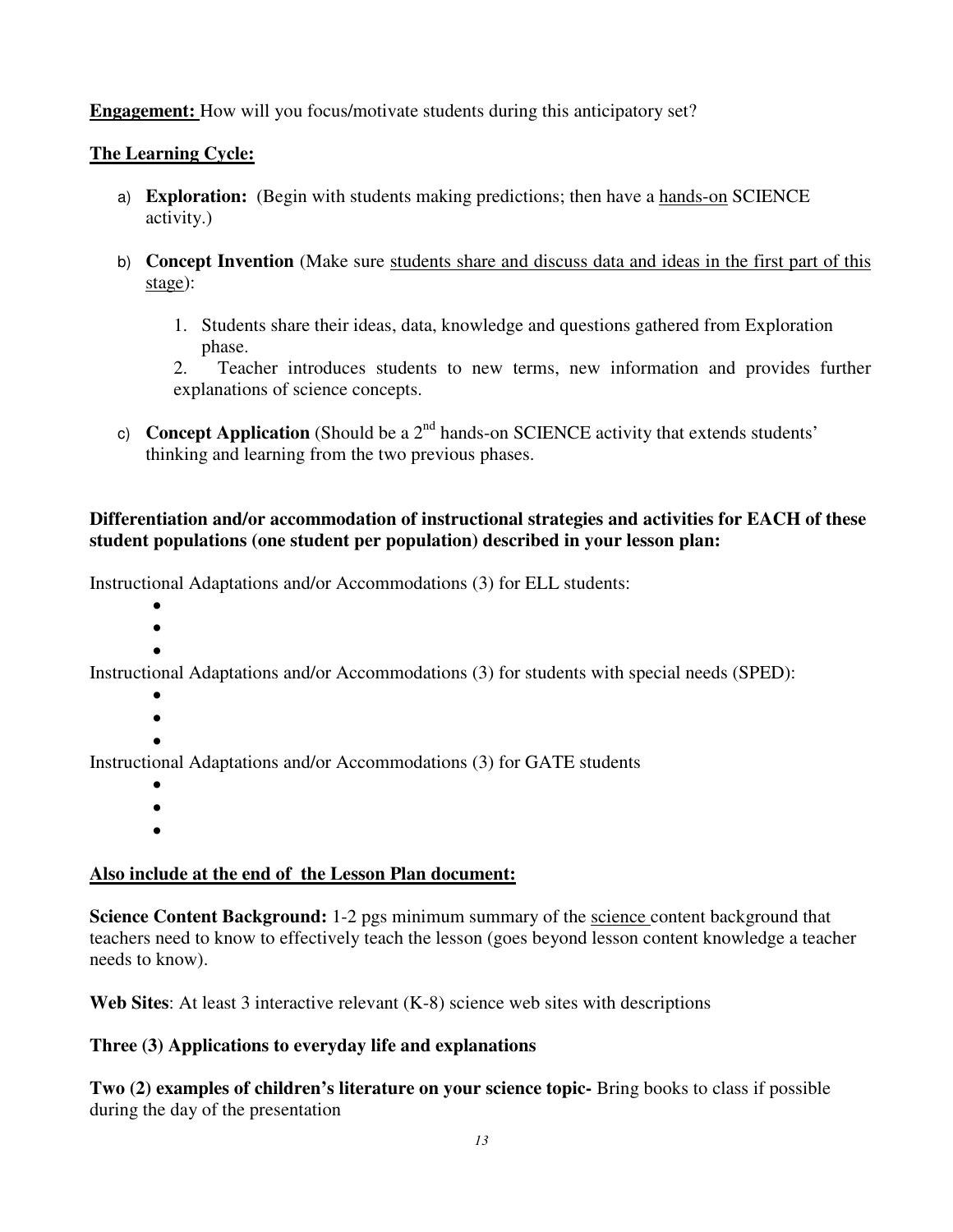**<u>Engagement:</u>** How will you focus/motivate students during this anticipatory set?

**<u>The Learning Cycle:</u>**

a) **Exploration:** (Begin with students making predictions; then have a <u>hands-on</u> SCIENCE activity.)

b) **Concept Invention** (Make sure <u>students share and discuss data and ideas in the first part of this stage</u>):

   1. Students share their ideas, data, knowledge and questions gathered from Exploration phase.
   2. Teacher introduces students to new terms, new information and provides further explanations of science concepts.

c) **Concept Application** (Should be a 2nd hands-on SCIENCE activity that extends students' thinking and learning from the two previous phases.

**Differentiation and/or accommodation of instructional strategies and activities for EACH of these student populations (one student per population) described in your lesson plan:**

Instructional Adaptations and/or Accommodations (3) for ELL students:

- 
- 
- 

Instructional Adaptations and/or Accommodations (3) for students with special needs (SPED):

- 
- 
- 

Instructional Adaptations and/or Accommodations (3) for GATE students

- 
- 
- 

**<u>Also include at the end of the Lesson Plan document:</u>**

**Science Content Background:** 1-2 pgs minimum summary of the <u>science</u> content background that teachers need to know to effectively teach the lesson (goes beyond lesson content knowledge a teacher needs to know).

**Web Sites**: At least 3 interactive relevant (K-8) science web sites with descriptions

**Three (3) Applications to everyday life and explanations**

**Two (2) examples of children's literature on your science topic-** Bring books to class if possible during the day of the presentation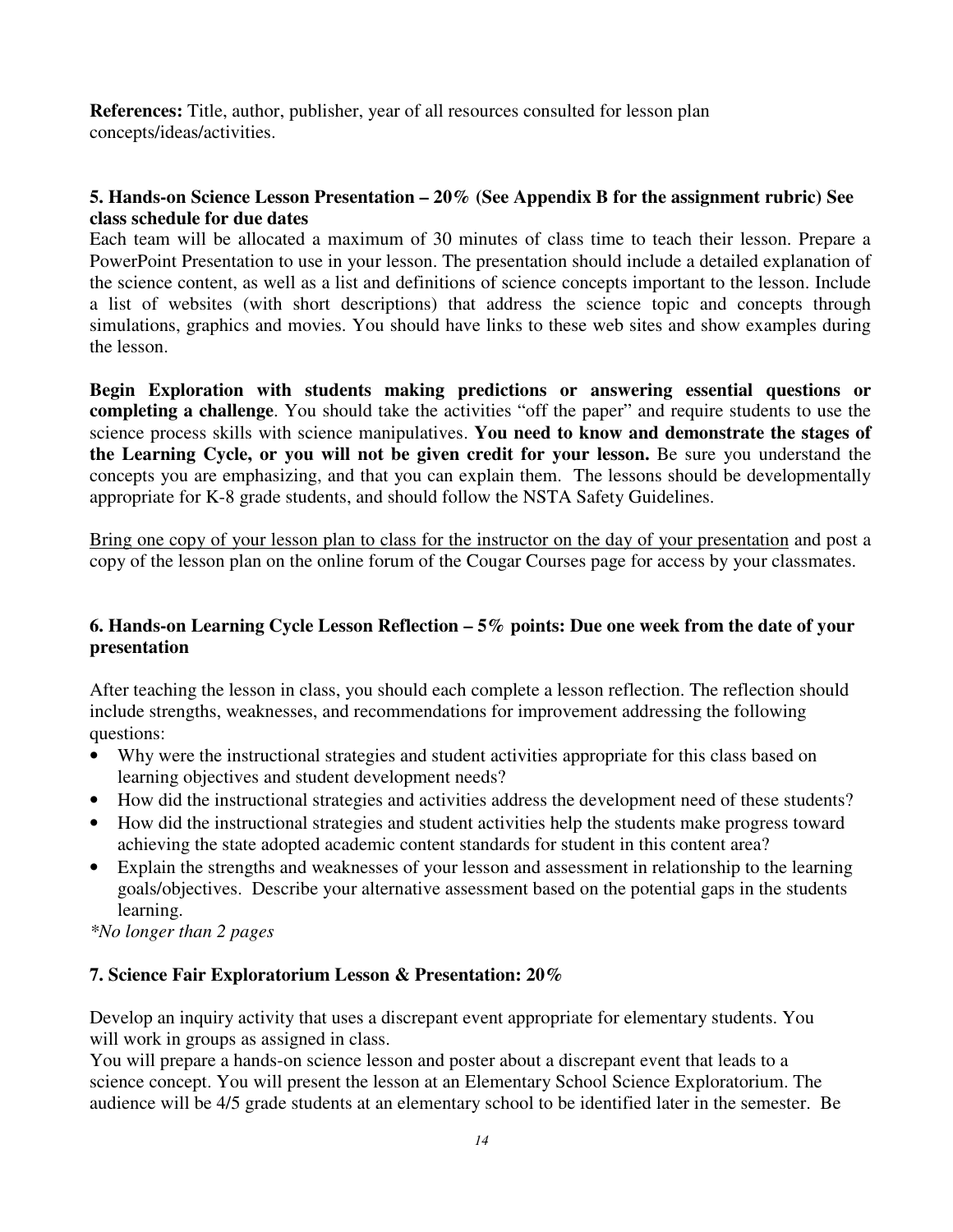**References:** Title, author, publisher, year of all resources consulted for lesson plan concepts/ideas/activities.

### 5. Hands-on Science Lesson Presentation – 20% (See Appendix B for the assignment rubric) See class schedule for due dates

Each team will be allocated a maximum of 30 minutes of class time to teach their lesson. Prepare a PowerPoint Presentation to use in your lesson. The presentation should include a detailed explanation of the science content, as well as a list and definitions of science concepts important to the lesson. Include a list of websites (with short descriptions) that address the science topic and concepts through simulations, graphics and movies. You should have links to these web sites and show examples during the lesson.

**Begin Exploration with students making predictions or answering essential questions or completing a challenge**. You should take the activities "off the paper" and require students to use the science process skills with science manipulatives. **You need to know and demonstrate the stages of the Learning Cycle, or you will not be given credit for your lesson.** Be sure you understand the concepts you are emphasizing, and that you can explain them. The lessons should be developmentally appropriate for K-8 grade students, and should follow the NSTA Safety Guidelines.

<u>Bring one copy of your lesson plan to class for the instructor on the day of your presentation</u> and post a copy of the lesson plan on the online forum of the Cougar Courses page for access by your classmates.

### 6. Hands-on Learning Cycle Lesson Reflection – 5% points: Due one week from the date of your presentation

After teaching the lesson in class, you should each complete a lesson reflection. The reflection should include strengths, weaknesses, and recommendations for improvement addressing the following questions:

- Why were the instructional strategies and student activities appropriate for this class based on learning objectives and student development needs?
- How did the instructional strategies and activities address the development need of these students?
- How did the instructional strategies and student activities help the students make progress toward achieving the state adopted academic content standards for student in this content area?
- Explain the strengths and weaknesses of your lesson and assessment in relationship to the learning goals/objectives. Describe your alternative assessment based on the potential gaps in the students learning.

*\*No longer than 2 pages*

### 7. Science Fair Exploratorium Lesson & Presentation: 20%

Develop an inquiry activity that uses a discrepant event appropriate for elementary students. You will work in groups as assigned in class.

You will prepare a hands-on science lesson and poster about a discrepant event that leads to a science concept. You will present the lesson at an Elementary School Science Exploratorium. The audience will be 4/5 grade students at an elementary school to be identified later in the semester. Be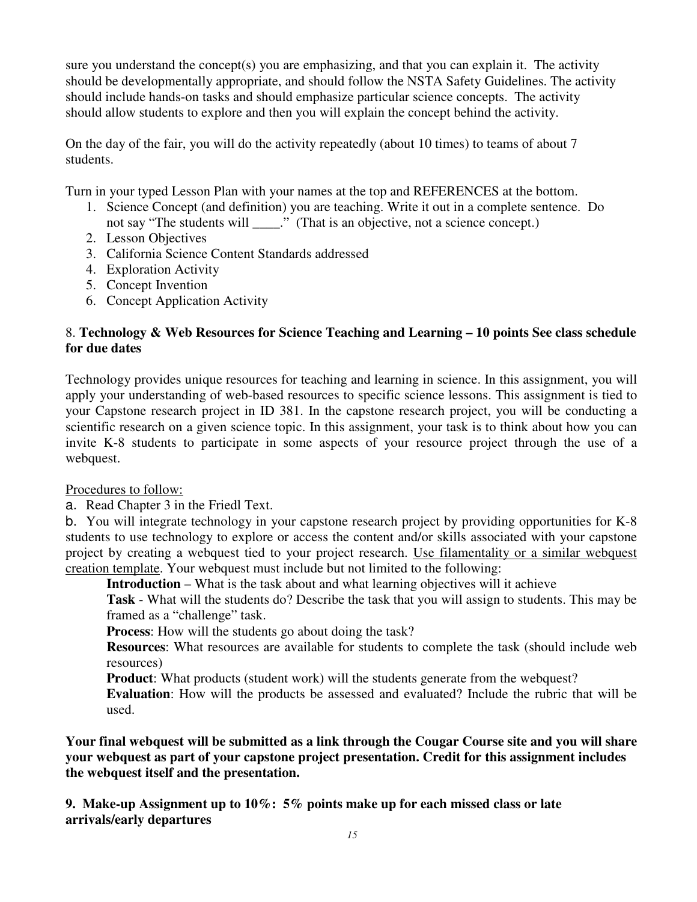sure you understand the concept(s) you are emphasizing, and that you can explain it. The activity should be developmentally appropriate, and should follow the NSTA Safety Guidelines. The activity should include hands-on tasks and should emphasize particular science concepts. The activity should allow students to explore and then you will explain the concept behind the activity.

On the day of the fair, you will do the activity repeatedly (about 10 times) to teams of about 7 students.

Turn in your typed Lesson Plan with your names at the top and REFERENCES at the bottom.

1. Science Concept (and definition) you are teaching. Write it out in a complete sentence. Do not say "The students will ____." (That is an objective, not a science concept.)
2. Lesson Objectives
3. California Science Content Standards addressed
4. Exploration Activity
5. Concept Invention
6. Concept Application Activity

8. **Technology & Web Resources for Science Teaching and Learning – 10 points See class schedule for due dates**

Technology provides unique resources for teaching and learning in science. In this assignment, you will apply your understanding of web-based resources to specific science lessons. This assignment is tied to your Capstone research project in ID 381. In the capstone research project, you will be conducting a scientific research on a given science topic. In this assignment, your task is to think about how you can invite K-8 students to participate in some aspects of your resource project through the use of a webquest.

<u>Procedures to follow:</u>

a. Read Chapter 3 in the Friedl Text.

b. You will integrate technology in your capstone research project by providing opportunities for K-8 students to use technology to explore or access the content and/or skills associated with your capstone project by creating a webquest tied to your project research. <u>Use filamentality or a similar webquest creation template</u>. Your webquest must include but not limited to the following:

> **Introduction** – What is the task about and what learning objectives will it achieve
>
> **Task** - What will the students do? Describe the task that you will assign to students. This may be framed as a "challenge" task.
>
> **Process**: How will the students go about doing the task?
>
> **Resources**: What resources are available for students to complete the task (should include web resources)
>
> **Product**: What products (student work) will the students generate from the webquest?
>
> **Evaluation**: How will the products be assessed and evaluated? Include the rubric that will be used.

**Your final webquest will be submitted as a link through the Cougar Course site and you will share your webquest as part of your capstone project presentation. Credit for this assignment includes the webquest itself and the presentation.**

**9. Make-up Assignment up to 10%: 5% points make up for each missed class or late arrivals/early departures**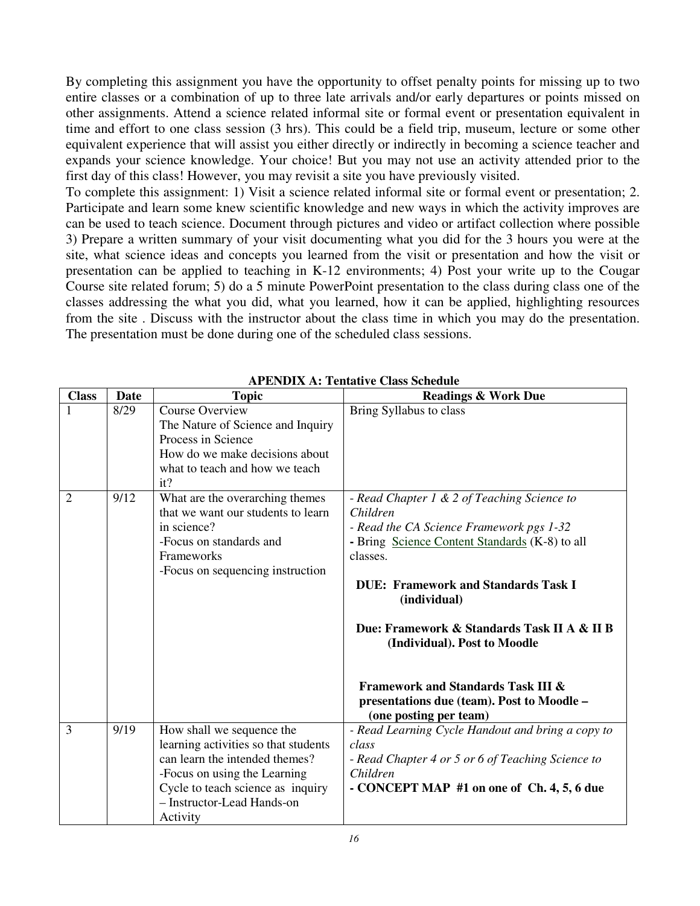By completing this assignment you have the opportunity to offset penalty points for missing up to two entire classes or a combination of up to three late arrivals and/or early departures or points missed on other assignments. Attend a science related informal site or formal event or presentation equivalent in time and effort to one class session (3 hrs). This could be a field trip, museum, lecture or some other equivalent experience that will assist you either directly or indirectly in becoming a science teacher and expands your science knowledge. Your choice! But you may not use an activity attended prior to the first day of this class! However, you may revisit a site you have previously visited.

To complete this assignment: 1) Visit a science related informal site or formal event or presentation; 2. Participate and learn some knew scientific knowledge and new ways in which the activity improves are can be used to teach science. Document through pictures and video or artifact collection where possible 3) Prepare a written summary of your visit documenting what you did for the 3 hours you were at the site, what science ideas and concepts you learned from the visit or presentation and how the visit or presentation can be applied to teaching in K-12 environments; 4) Post your write up to the Cougar Course site related forum; 5) do a 5 minute PowerPoint presentation to the class during class one of the classes addressing the what you did, what you learned, how it can be applied, highlighting resources from the site . Discuss with the instructor about the class time in which you may do the presentation. The presentation must be done during one of the scheduled class sessions.

**APENDIX A: Tentative Class Schedule**

| Class | Date | Topic | Readings & Work Due |
|---|---|---|---|
| 1 | 8/29 | Course Overview<br>The Nature of Science and Inquiry Process in Science<br>How do we make decisions about what to teach and how we teach it? | Bring Syllabus to class |
| 2 | 9/12 | What are the overarching themes that we want our students to learn in science?<br>-Focus on standards and Frameworks<br>-Focus on sequencing instruction | - *Read Chapter 1 & 2 of Teaching Science to Children*<br>- *Read the CA Science Framework pgs 1-32*<br>**-** Bring Science Content Standards (K-8) to all classes.<br><br>**DUE: Framework and Standards Task I (individual)**<br><br>**Due: Framework & Standards Task II A & II B (Individual). Post to Moodle**<br><br>**Framework and Standards Task III & presentations due (team). Post to Moodle – (one posting per team)** |
| 3 | 9/19 | How shall we sequence the learning activities so that students can learn the intended themes?<br>-Focus on using the Learning Cycle to teach science as inquiry – Instructor-Lead Hands-on Activity | - *Read Learning Cycle Handout and bring a copy to class*<br>- *Read Chapter 4 or 5 or 6 of Teaching Science to Children*<br>**- CONCEPT MAP #1 on one of Ch. 4, 5, 6 due** |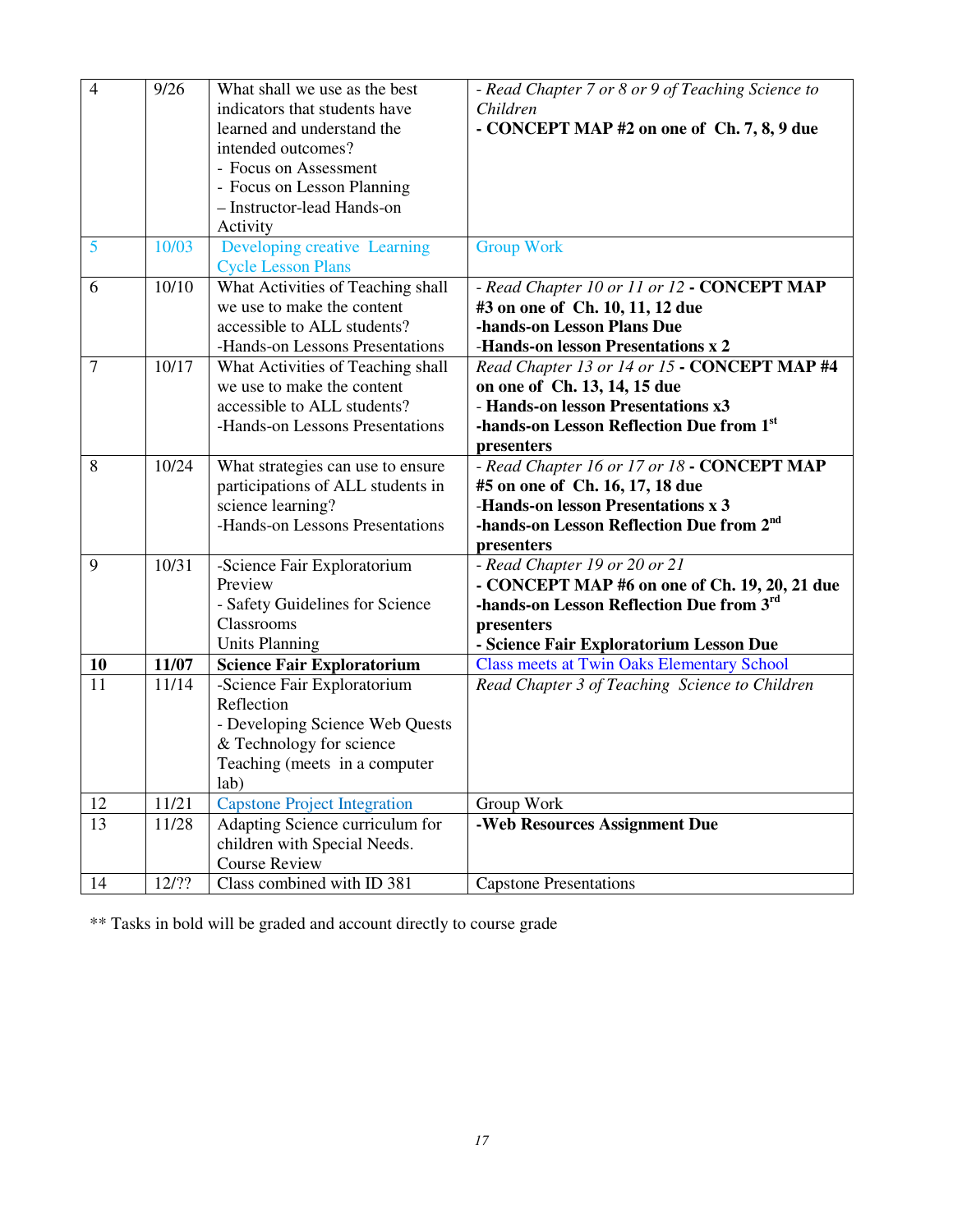| | | | |
|---|---|---|---|
| 4 | 9/26 | What shall we use as the best indicators that students have learned and understand the intended outcomes?<br>- Focus on Assessment<br>- Focus on Lesson Planning<br>– Instructor-lead Hands-on Activity | *- Read Chapter 7 or 8 or 9 of Teaching Science to Children*<br>**- CONCEPT MAP #2 on one of Ch. 7, 8, 9 due** |
| 5 | 10/03 | Developing creative Learning Cycle Lesson Plans | Group Work |
| 6 | 10/10 | What Activities of Teaching shall we use to make the content accessible to ALL students?<br>-Hands-on Lessons Presentations | *- Read Chapter 10 or 11 or 12* **- CONCEPT MAP #3 on one of Ch. 10, 11, 12 due**<br>**-hands-on Lesson Plans Due**<br>-**Hands-on lesson Presentations x 2** |
| 7 | 10/17 | What Activities of Teaching shall we use to make the content accessible to ALL students?<br>-Hands-on Lessons Presentations | *Read Chapter 13 or 14 or 15* **- CONCEPT MAP #4 on one of Ch. 13, 14, 15 due**<br>- **Hands-on lesson Presentations x3**<br>**-hands-on Lesson Reflection Due from 1st presenters** |
| 8 | 10/24 | What strategies can use to ensure participations of ALL students in science learning?<br>-Hands-on Lessons Presentations | *- Read Chapter 16 or 17 or 18* **- CONCEPT MAP #5 on one of Ch. 16, 17, 18 due**<br>-**Hands-on lesson Presentations x 3**<br>**-hands-on Lesson Reflection Due from 2nd presenters** |
| 9 | 10/31 | -Science Fair Exploratorium Preview<br>- Safety Guidelines for Science Classrooms<br>Units Planning | *- Read Chapter 19 or 20 or 21*<br>**- CONCEPT MAP #6 on one of Ch. 19, 20, 21 due**<br>**-hands-on Lesson Reflection Due from 3rd presenters**<br>**- Science Fair Exploratorium Lesson Due** |
| **10** | **11/07** | **Science Fair Exploratorium** | Class meets at Twin Oaks Elementary School |
| 11 | 11/14 | -Science Fair Exploratorium Reflection<br>- Developing Science Web Quests & Technology for science Teaching (meets in a computer lab) | *Read Chapter 3 of Teaching Science to Children* |
| 12 | 11/21 | Capstone Project Integration | Group Work |
| 13 | 11/28 | Adapting Science curriculum for children with Special Needs.<br>Course Review | **-Web Resources Assignment Due** |
| 14 | 12/?? | Class combined with ID 381 | Capstone Presentations |

** Tasks in bold will be graded and account directly to course grade